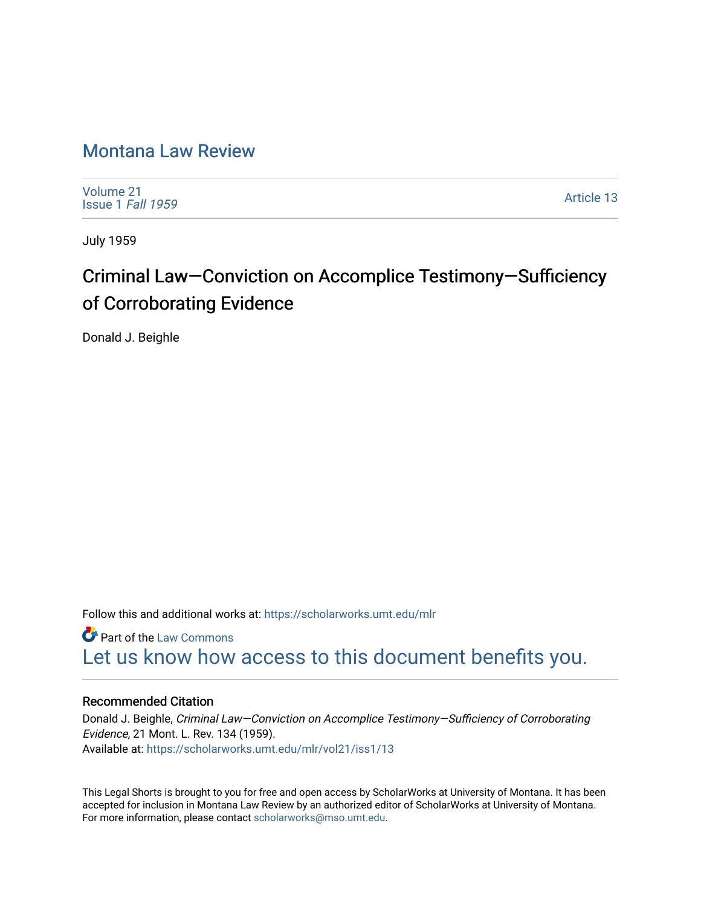# Montana Law Review

Volume 21
Issue 1 *Fall 1959*

Article 13

July 1959

## Criminal Law—Conviction on Accomplice Testimony—Sufficiency of Corroborating Evidence

Donald J. Beighle

Follow this and additional works at: https://scholarworks.umt.edu/mlr

Part of the Law Commons

Let us know how access to this document benefits you.

### Recommended Citation

Donald J. Beighle, *Criminal Law—Conviction on Accomplice Testimony—Sufficiency of Corroborating Evidence,* 21 Mont. L. Rev. 134 (1959).
Available at: https://scholarworks.umt.edu/mlr/vol21/iss1/13

This Legal Shorts is brought to you for free and open access by ScholarWorks at University of Montana. It has been accepted for inclusion in Montana Law Review by an authorized editor of ScholarWorks at University of Montana. For more information, please contact scholarworks@mso.umt.edu.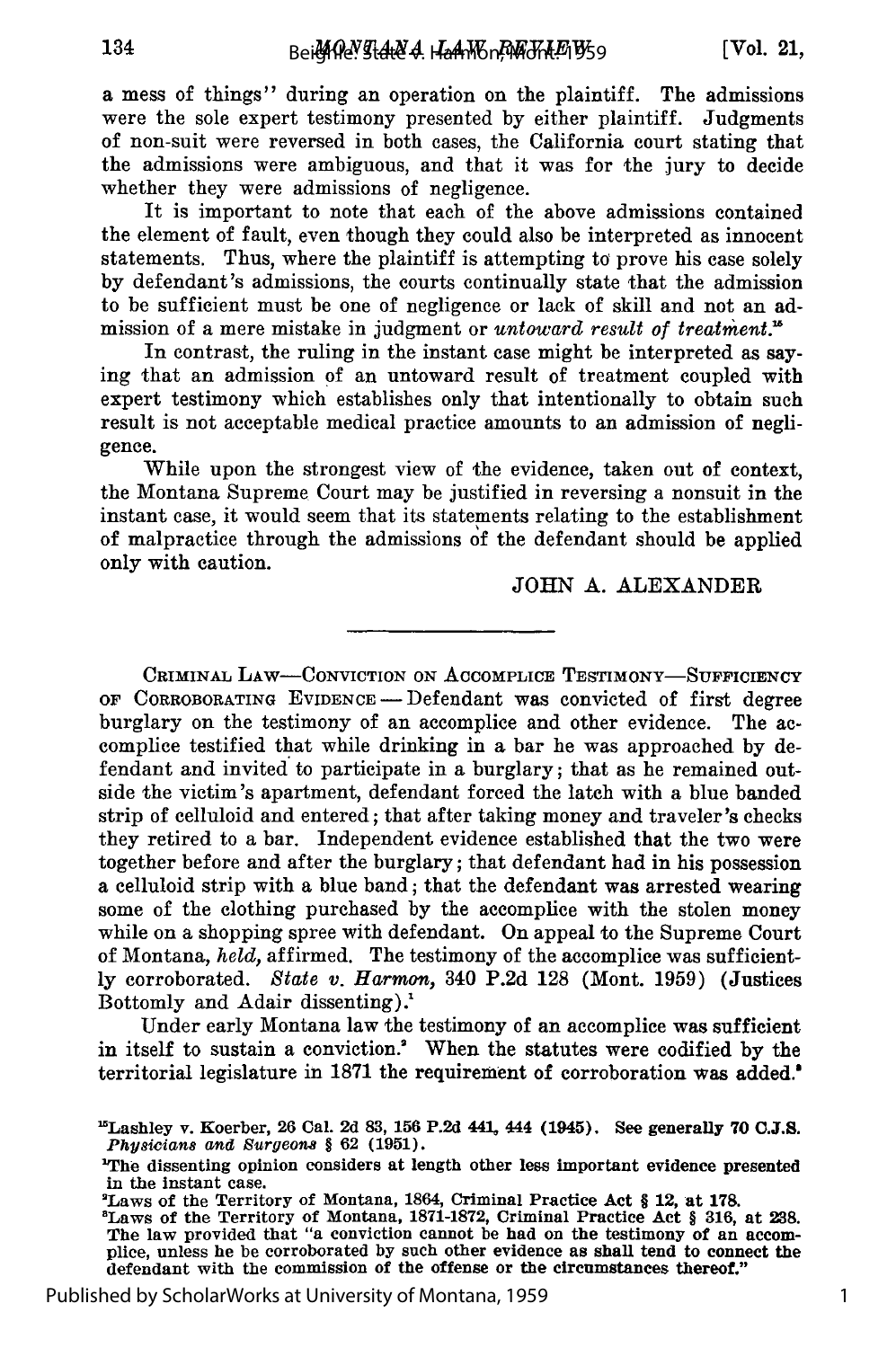a mess of things" during an operation on the plaintiff. The admissions were the sole expert testimony presented by either plaintiff. Judgments of non-suit were reversed in both cases, the California court stating that the admissions were ambiguous, and that it was for the jury to decide whether they were admissions of negligence.

It is important to note that each of the above admissions contained the element of fault, even though they could also be interpreted as innocent statements. Thus, where the plaintiff is attempting to prove his case solely by defendant's admissions, the courts continually state that the admission to be sufficient must be one of negligence or lack of skill and not an admission of a mere mistake in judgment or *untoward result of treatment*.[15]

In contrast, the ruling in the instant case might be interpreted as saying that an admission of an untoward result of treatment coupled with expert testimony which establishes only that intentionally to obtain such result is not acceptable medical practice amounts to an admission of negligence.

While upon the strongest view of the evidence, taken out of context, the Montana Supreme Court may be justified in reversing a nonsuit in the instant case, it would seem that its statements relating to the establishment of malpractice through the admissions of the defendant should be applied only with caution.

JOHN A. ALEXANDER

---

CRIMINAL LAW—CONVICTION ON ACCOMPLICE TESTIMONY—SUFFICIENCY OF CORROBORATING EVIDENCE — Defendant was convicted of first degree burglary on the testimony of an accomplice and other evidence. The accomplice testified that while drinking in a bar he was approached by defendant and invited to participate in a burglary; that as he remained outside the victim's apartment, defendant forced the latch with a blue banded strip of celluloid and entered; that after taking money and traveler's checks they retired to a bar. Independent evidence established that the two were together before and after the burglary; that defendant had in his possession a celluloid strip with a blue band; that the defendant was arrested wearing some of the clothing purchased by the accomplice with the stolen money while on a shopping spree with defendant. On appeal to the Supreme Court of Montana, *held*, affirmed. The testimony of the accomplice was sufficiently corroborated. *State v. Harmon*, 340 P.2d 128 (Mont. 1959) (Justices Bottomly and Adair dissenting).[1]

Under early Montana law the testimony of an accomplice was sufficient in itself to sustain a conviction.[2] When the statutes were codified by the territorial legislature in 1871 the requirement of corroboration was added.[3]

---

[15]Lashley v. Koerber, 26 Cal. 2d 83, 156 P.2d 441, 444 (1945). See generally 70 C.J.S. *Physicians and Surgeons* § 62 (1951).

[1]The dissenting opinion considers at length other less important evidence presented in the instant case.

[2]Laws of the Territory of Montana, 1864, Criminal Practice Act § 12, at 178.

[3]Laws of the Territory of Montana, 1871-1872, Criminal Practice Act § 316, at 238. The law provided that "a conviction cannot be had on the testimony of an accomplice, unless he be corroborated by such other evidence as shall tend to connect the defendant with the commission of the offense or the circumstances thereof."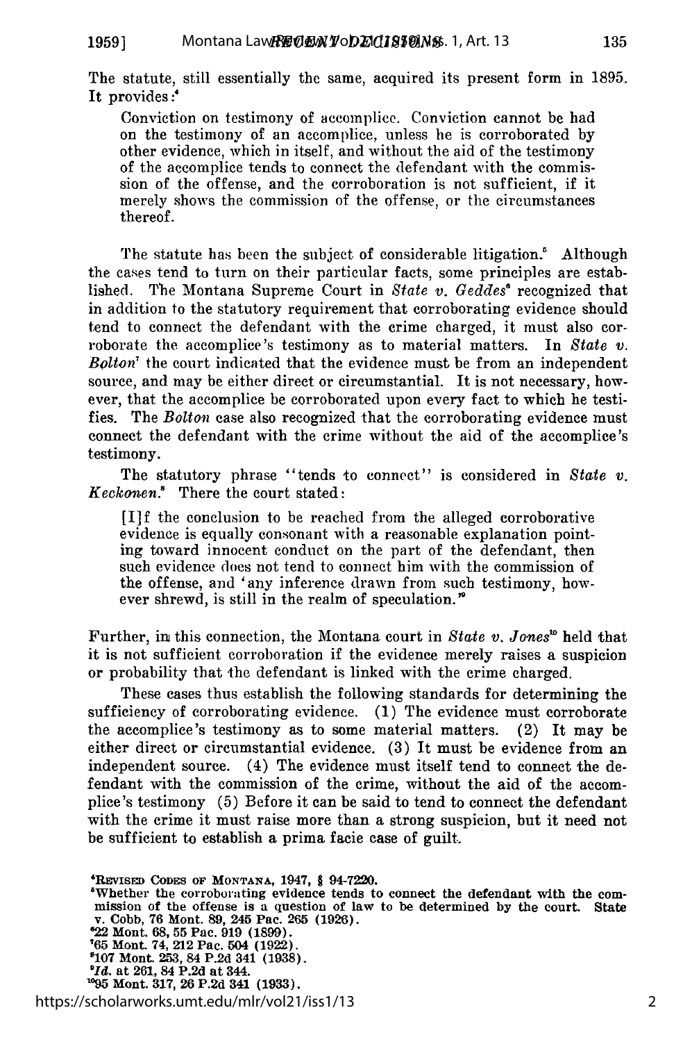The statute, still essentially the same, acquired its present form in 1895. It provides:[4]

> Conviction on testimony of accomplice. Conviction cannot be had on the testimony of an accomplice, unless he is corroborated by other evidence, which in itself, and without the aid of the testimony of the accomplice tends to connect the defendant with the commission of the offense, and the corroboration is not sufficient, if it merely shows the commission of the offense, or the circumstances thereof.

The statute has been the subject of considerable litigation.[5] Although the cases tend to turn on their particular facts, some principles are established. The Montana Supreme Court in *State v. Geddes*[6] recognized that in addition to the statutory requirement that corroborating evidence should tend to connect the defendant with the crime charged, it must also corroborate the accomplice's testimony as to material matters. In *State v. Bolton*[7] the court indicated that the evidence must be from an independent source, and may be either direct or circumstantial. It is not necessary, however, that the accomplice be corroborated upon every fact to which he testifies. The *Bolton* case also recognized that the corroborating evidence must connect the defendant with the crime without the aid of the accomplice's testimony.

The statutory phrase "tends to connect" is considered in *State v. Keckonen*.[8] There the court stated:

> [I]f the conclusion to be reached from the alleged corroborative evidence is equally consonant with a reasonable explanation pointing toward innocent conduct on the part of the defendant, then such evidence does not tend to connect him with the commission of the offense, and 'any inference drawn from such testimony, however shrewd, is still in the realm of speculation.'[9]

Further, in this connection, the Montana court in *State v. Jones*[10] held that it is not sufficient corroboration if the evidence merely raises a suspicion or probability that the defendant is linked with the crime charged.

These cases thus establish the following standards for determining the sufficiency of corroborating evidence. (1) The evidence must corroborate the accomplice's testimony as to some material matters. (2) It may be either direct or circumstantial evidence. (3) It must be evidence from an independent source. (4) The evidence must itself tend to connect the defendant with the commission of the crime, without the aid of the accomplice's testimony (5) Before it can be said to tend to connect the defendant with the crime it must raise more than a strong suspicion, but it need not be sufficient to establish a prima facie case of guilt.

---

[4] REVISED CODES OF MONTANA, 1947, § 94-7220.

[5] Whether the corroborating evidence tends to connect the defendant with the commission of the offense is a question of law to be determined by the court. State v. Cobb, 76 Mont. 89, 245 Pac. 265 (1926).

[6] 22 Mont. 68, 55 Pac. 919 (1899).

[7] 65 Mont. 74, 212 Pac. 504 (1922).

[8] 107 Mont. 253, 84 P.2d 341 (1938).

[9] *Id.* at 261, 84 P.2d at 344.

[10] 95 Mont. 317, 26 P.2d 341 (1933).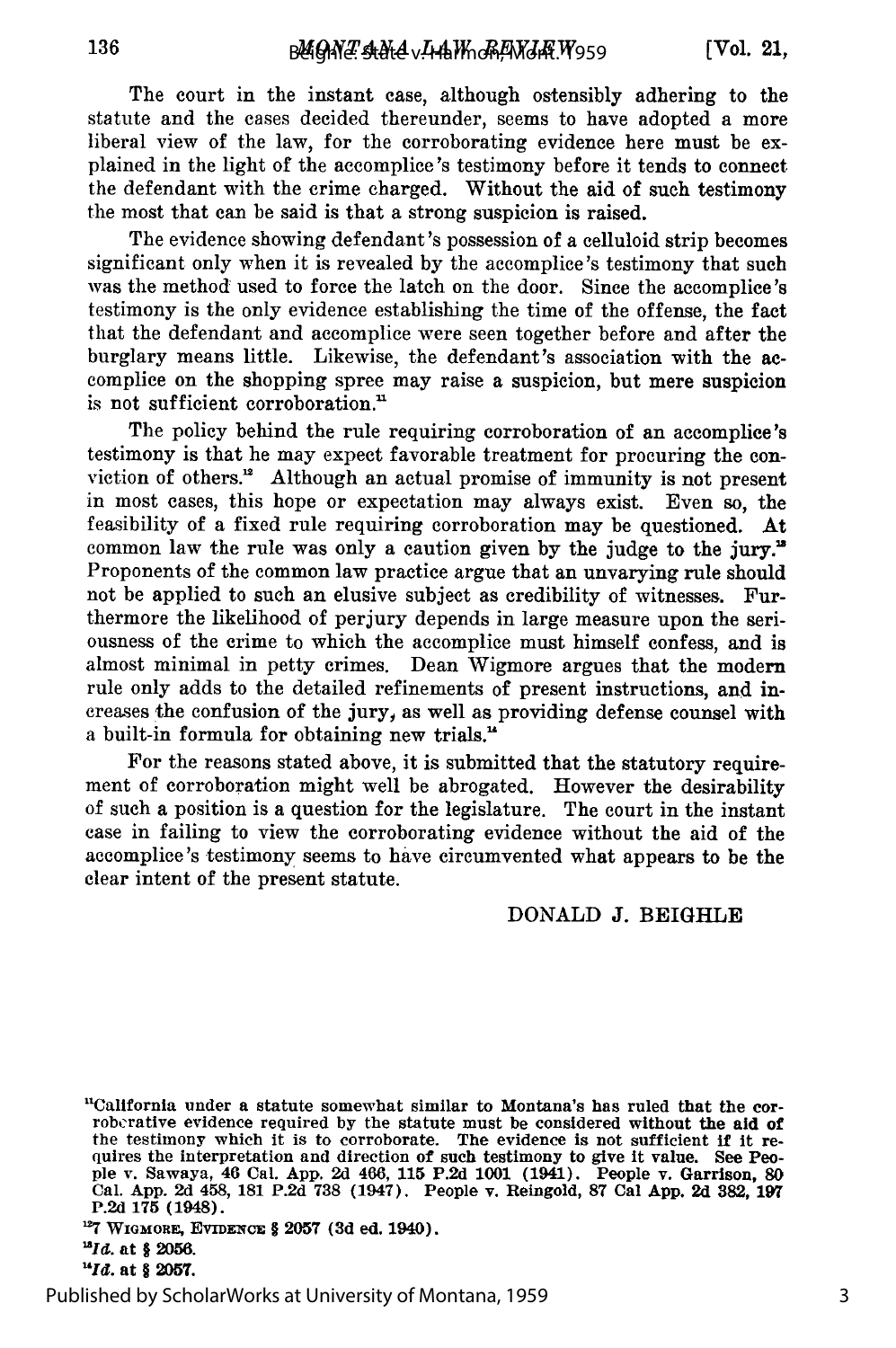The court in the instant case, although ostensibly adhering to the statute and the cases decided thereunder, seems to have adopted a more liberal view of the law, for the corroborating evidence here must be explained in the light of the accomplice's testimony before it tends to connect the defendant with the crime charged. Without the aid of such testimony the most that can be said is that a strong suspicion is raised.

The evidence showing defendant's possession of a celluloid strip becomes significant only when it is revealed by the accomplice's testimony that such was the method used to force the latch on the door. Since the accomplice's testimony is the only evidence establishing the time of the offense, the fact that the defendant and accomplice were seen together before and after the burglary means little. Likewise, the defendant's association with the accomplice on the shopping spree may raise a suspicion, but mere suspicion is not sufficient corroboration.[11]

The policy behind the rule requiring corroboration of an accomplice's testimony is that he may expect favorable treatment for procuring the conviction of others.[12] Although an actual promise of immunity is not present in most cases, this hope or expectation may always exist. Even so, the feasibility of a fixed rule requiring corroboration may be questioned. At common law the rule was only a caution given by the judge to the jury.[13] Proponents of the common law practice argue that an unvarying rule should not be applied to such an elusive subject as credibility of witnesses. Furthermore the likelihood of perjury depends in large measure upon the seriousness of the crime to which the accomplice must himself confess, and is almost minimal in petty crimes. Dean Wigmore argues that the modern rule only adds to the detailed refinements of present instructions, and increases the confusion of the jury, as well as providing defense counsel with a built-in formula for obtaining new trials.[14]

For the reasons stated above, it is submitted that the statutory requirement of corroboration might well be abrogated. However the desirability of such a position is a question for the legislature. The court in the instant case in failing to view the corroborating evidence without the aid of the accomplice's testimony seems to have circumvented what appears to be the clear intent of the present statute.

DONALD J. BEIGHLE

---

[11]California under a statute somewhat similar to Montana's has ruled that the corroborative evidence required by the statute must be considered without the aid of the testimony which it is to corroborate. The evidence is not sufficient if it requires the interpretation and direction of such testimony to give it value. See People v. Sawaya, 46 Cal. App. 2d 466, 115 P.2d 1001 (1941). People v. Garrison, 80 Cal. App. 2d 458, 181 P.2d 738 (1947). People v. Reingold, 87 Cal App. 2d 382, 197 P.2d 175 (1948).

[12]7 WIGMORE, EVIDENCE § 2057 (3d ed. 1940).

[13]*Id.* at § 2056.

[14]*Id.* at § 2057.